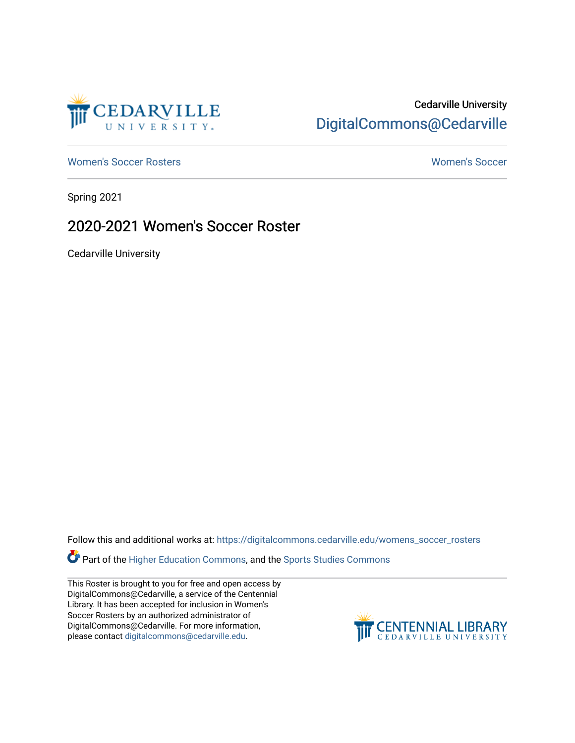Cedarville University
DigitalCommons@Cedarville

Women's Soccer Rosters | Women's Soccer

Spring 2021

# 2020-2021 Women's Soccer Roster

Cedarville University

Follow this and additional works at: https://digitalcommons.cedarville.edu/womens_soccer_rosters

Part of the Higher Education Commons, and the Sports Studies Commons

This Roster is brought to you for free and open access by DigitalCommons@Cedarville, a service of the Centennial Library. It has been accepted for inclusion in Women's Soccer Rosters by an authorized administrator of DigitalCommons@Cedarville. For more information, please contact digitalcommons@cedarville.edu.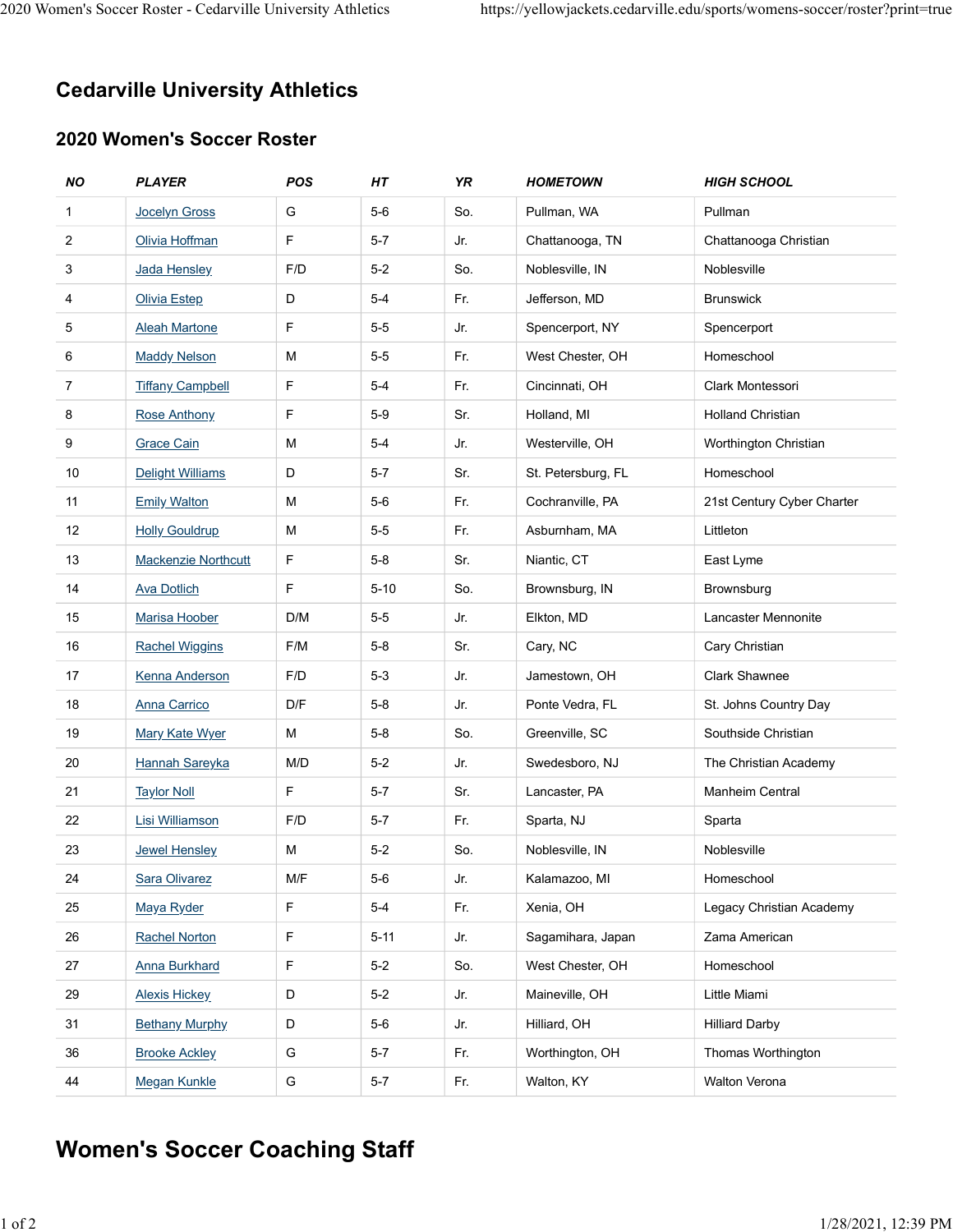# Cedarville University Athletics

## 2020 Women's Soccer Roster

| NO | PLAYER | POS | HT | YR | HOMETOWN | HIGH SCHOOL |
|---|---|---|---|---|---|---|
| 1 | Jocelyn Gross | G | 5-6 | So. | Pullman, WA | Pullman |
| 2 | Olivia Hoffman | F | 5-7 | Jr. | Chattanooga, TN | Chattanooga Christian |
| 3 | Jada Hensley | F/D | 5-2 | So. | Noblesville, IN | Noblesville |
| 4 | Olivia Estep | D | 5-4 | Fr. | Jefferson, MD | Brunswick |
| 5 | Aleah Martone | F | 5-5 | Jr. | Spencerport, NY | Spencerport |
| 6 | Maddy Nelson | M | 5-5 | Fr. | West Chester, OH | Homeschool |
| 7 | Tiffany Campbell | F | 5-4 | Fr. | Cincinnati, OH | Clark Montessori |
| 8 | Rose Anthony | F | 5-9 | Sr. | Holland, MI | Holland Christian |
| 9 | Grace Cain | M | 5-4 | Jr. | Westerville, OH | Worthington Christian |
| 10 | Delight Williams | D | 5-7 | Sr. | St. Petersburg, FL | Homeschool |
| 11 | Emily Walton | M | 5-6 | Fr. | Cochranville, PA | 21st Century Cyber Charter |
| 12 | Holly Gouldrup | M | 5-5 | Fr. | Asburnham, MA | Littleton |
| 13 | Mackenzie Northcutt | F | 5-8 | Sr. | Niantic, CT | East Lyme |
| 14 | Ava Dotlich | F | 5-10 | So. | Brownsburg, IN | Brownsburg |
| 15 | Marisa Hoober | D/M | 5-5 | Jr. | Elkton, MD | Lancaster Mennonite |
| 16 | Rachel Wiggins | F/M | 5-8 | Sr. | Cary, NC | Cary Christian |
| 17 | Kenna Anderson | F/D | 5-3 | Jr. | Jamestown, OH | Clark Shawnee |
| 18 | Anna Carrico | D/F | 5-8 | Jr. | Ponte Vedra, FL | St. Johns Country Day |
| 19 | Mary Kate Wyer | M | 5-8 | So. | Greenville, SC | Southside Christian |
| 20 | Hannah Sareyka | M/D | 5-2 | Jr. | Swedesboro, NJ | The Christian Academy |
| 21 | Taylor Noll | F | 5-7 | Sr. | Lancaster, PA | Manheim Central |
| 22 | Lisi Williamson | F/D | 5-7 | Fr. | Sparta, NJ | Sparta |
| 23 | Jewel Hensley | M | 5-2 | So. | Noblesville, IN | Noblesville |
| 24 | Sara Olivarez | M/F | 5-6 | Jr. | Kalamazoo, MI | Homeschool |
| 25 | Maya Ryder | F | 5-4 | Fr. | Xenia, OH | Legacy Christian Academy |
| 26 | Rachel Norton | F | 5-11 | Jr. | Sagamihara, Japan | Zama American |
| 27 | Anna Burkhard | F | 5-2 | So. | West Chester, OH | Homeschool |
| 29 | Alexis Hickey | D | 5-2 | Jr. | Maineville, OH | Little Miami |
| 31 | Bethany Murphy | D | 5-6 | Jr. | Hilliard, OH | Hilliard Darby |
| 36 | Brooke Ackley | G | 5-7 | Fr. | Worthington, OH | Thomas Worthington |
| 44 | Megan Kunkle | G | 5-7 | Fr. | Walton, KY | Walton Verona |

# Women's Soccer Coaching Staff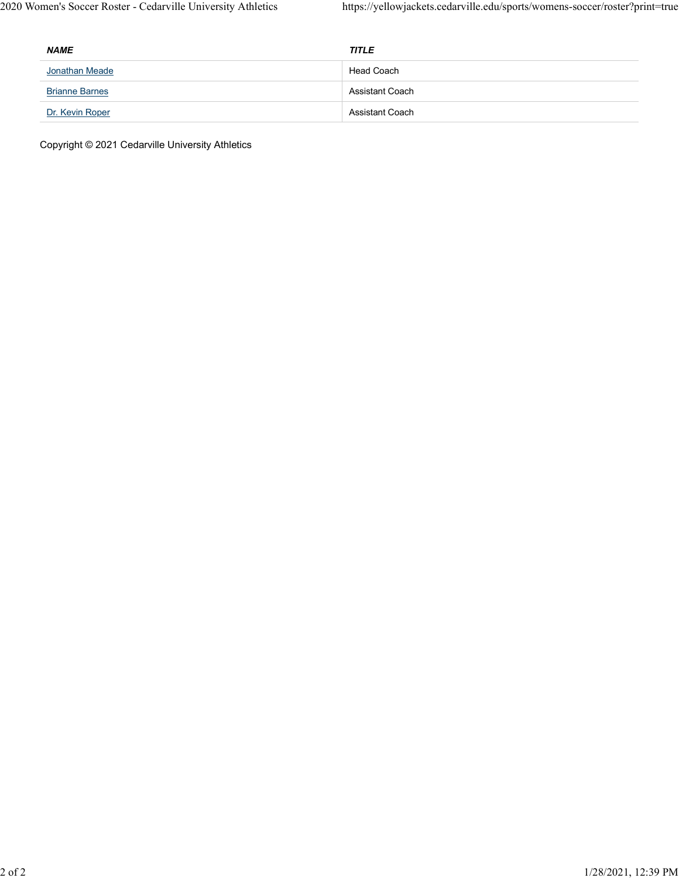| *NAME* | *TITLE* |
|---|---|
| Jonathan Meade | Head Coach |
| Brianne Barnes | Assistant Coach |
| Dr. Kevin Roper | Assistant Coach |

Copyright © 2021 Cedarville University Athletics